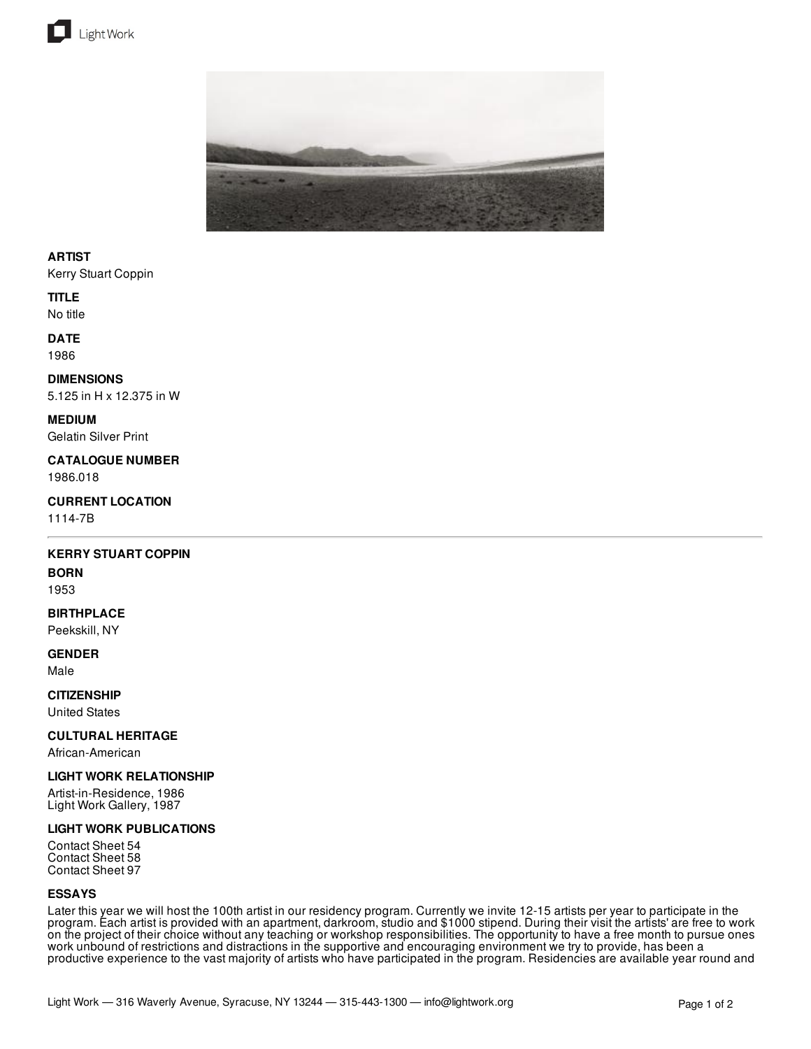**ARTIST**
Kerry Stuart Coppin

**TITLE**
No title

**DATE**
1986

**DIMENSIONS**
5.125 in H x 12.375 in W

**MEDIUM**
Gelatin Silver Print

**CATALOGUE NUMBER**
1986.018

**CURRENT LOCATION**
1114-7B

---

## KERRY STUART COPPIN

**BORN**
1953

**BIRTHPLACE**
Peekskill, NY

**GENDER**
Male

**CITIZENSHIP**
United States

**CULTURAL HERITAGE**
African-American

**LIGHT WORK RELATIONSHIP**
Artist-in-Residence, 1986
Light Work Gallery, 1987

**LIGHT WORK PUBLICATIONS**
Contact Sheet 54
Contact Sheet 58
Contact Sheet 97

**ESSAYS**

Later this year we will host the 100th artist in our residency program. Currently we invite 12-15 artists per year to participate in the program. Each artist is provided with an apartment, darkroom, studio and $1000 stipend. During their visit the artists' are free to work on the project of their choice without any teaching or workshop responsibilities. The opportunity to have a free month to pursue ones work unbound of restrictions and distractions in the supportive and encouraging environment we try to provide, has been a productive experience to the vast majority of artists who have participated in the program. Residencies are available year round and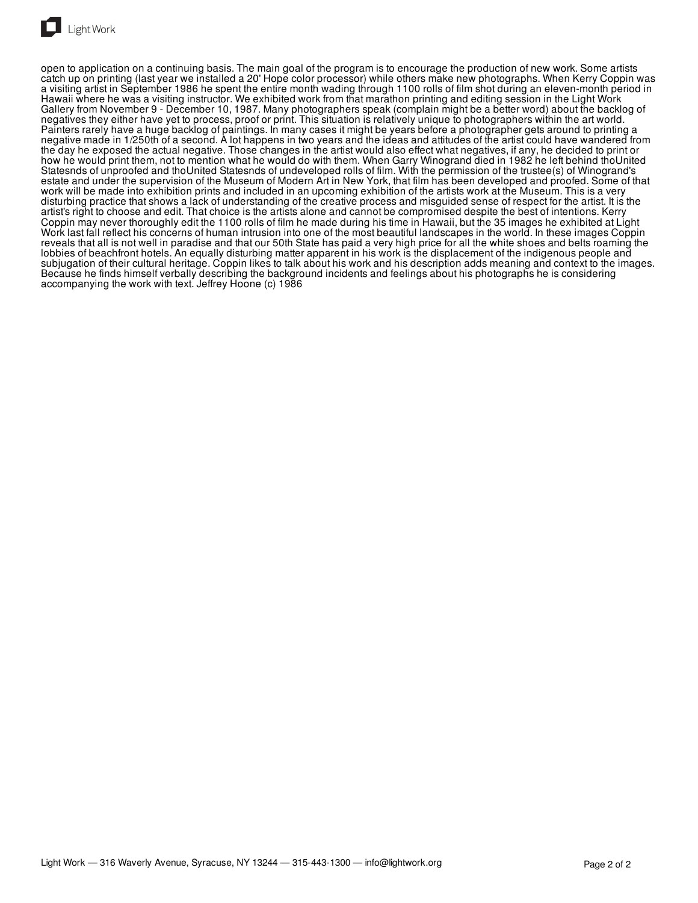open to application on a continuing basis. The main goal of the program is to encourage the production of new work. Some artists catch up on printing (last year we installed a 20' Hope color processor) while others make new photographs. When Kerry Coppin was a visiting artist in September 1986 he spent the entire month wading through 1100 rolls of film shot during an eleven-month period in Hawaii where he was a visiting instructor. We exhibited work from that marathon printing and editing session in the Light Work Gallery from November 9 - December 10, 1987. Many photographers speak (complain might be a better word) about the backlog of negatives they either have yet to process, proof or print. This situation is relatively unique to photographers within the art world. Painters rarely have a huge backlog of paintings. In many cases it might be years before a photographer gets around to printing a negative made in 1/250th of a second. A lot happens in two years and the ideas and attitudes of the artist could have wandered from the day he exposed the actual negative. Those changes in the artist would also effect what negatives, if any, he decided to print or how he would print them, not to mention what he would do with them. When Garry Winogrand died in 1982 he left behind thoUnited Statesnds of unproofed and thoUnited Statesnds of undeveloped rolls of film. With the permission of the trustee(s) of Winogrand's estate and under the supervision of the Museum of Modern Art in New York, that film has been developed and proofed. Some of that work will be made into exhibition prints and included in an upcoming exhibition of the artists work at the Museum. This is a very disturbing practice that shows a lack of understanding of the creative process and misguided sense of respect for the artist. It is the artist's right to choose and edit. That choice is the artists alone and cannot be compromised despite the best of intentions. Kerry Coppin may never thoroughly edit the 1100 rolls of film he made during his time in Hawaii, but the 35 images he exhibited at Light Work last fall reflect his concerns of human intrusion into one of the most beautiful landscapes in the world. In these images Coppin reveals that all is not well in paradise and that our 50th State has paid a very high price for all the white shoes and belts roaming the lobbies of beachfront hotels. An equally disturbing matter apparent in his work is the displacement of the indigenous people and subjugation of their cultural heritage. Coppin likes to talk about his work and his description adds meaning and context to the images. Because he finds himself verbally describing the background incidents and feelings about his photographs he is considering accompanying the work with text. Jeffrey Hoone (c) 1986